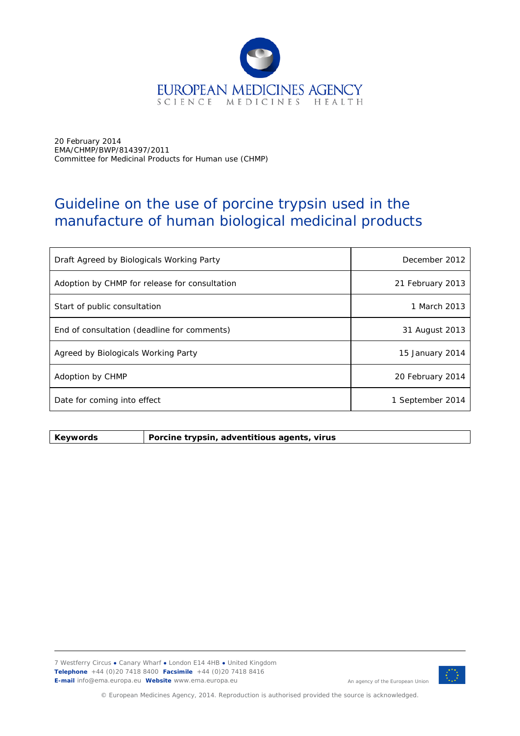EUROPEAN MEDICINES AGENCY
SCIENCE MEDICINES HEALTH

20 February 2014
EMA/CHMP/BWP/814397/2011
Committee for Medicinal Products for Human use (CHMP)

# Guideline on the use of porcine trypsin used in the manufacture of human biological medicinal products

| | |
|---|---|
| Draft Agreed by Biologicals Working Party | December 2012 |
| Adoption by CHMP for release for consultation | 21 February 2013 |
| Start of public consultation | 1 March 2013 |
| End of consultation (deadline for comments) | 31 August 2013 |
| Agreed by Biologicals Working Party | 15 January 2014 |
| Adoption by CHMP | 20 February 2014 |
| Date for coming into effect | 1 September 2014 |

| | |
|---|---|
| **Keywords** | **Porcine trypsin, adventitious agents, virus** |

7 Westferry Circus ● Canary Wharf ● London E14 4HB ● United Kingdom
**Telephone** +44 (0)20 7418 8400 **Facsimile** +44 (0)20 7418 8416
**E-mail** info@ema.europa.eu **Website** www.ema.europa.eu

An agency of the European Union

© European Medicines Agency, 2014. Reproduction is authorised provided the source is acknowledged.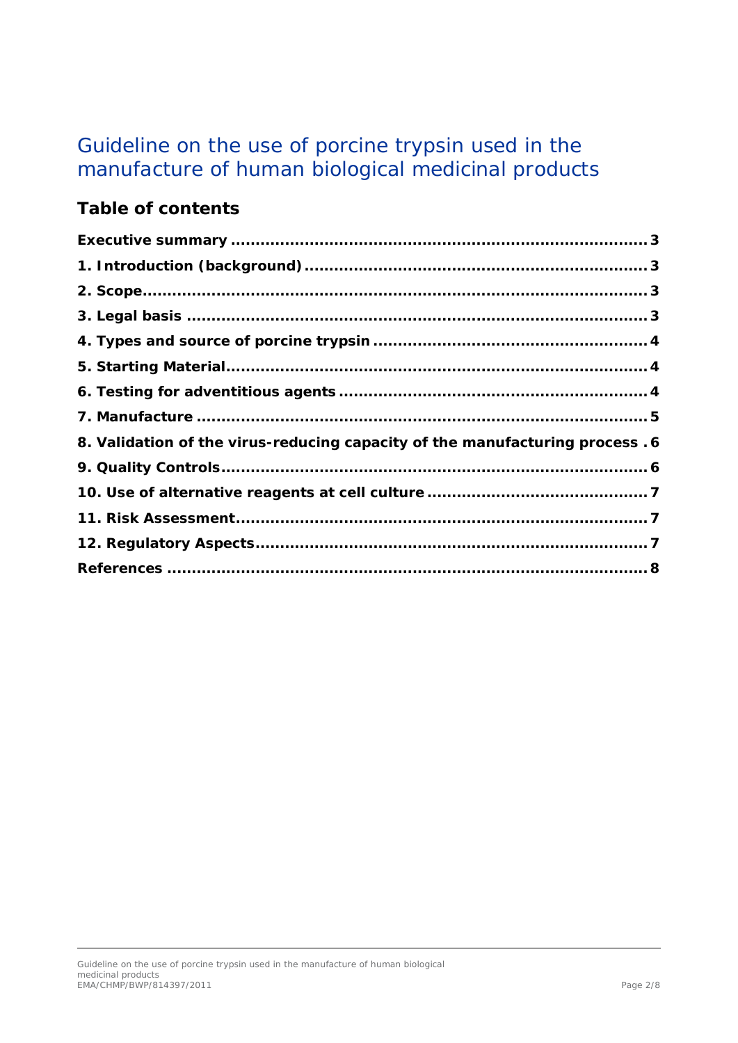# Guideline on the use of porcine trypsin used in the manufacture of human biological medicinal products

## Table of contents

**Executive summary ..................................................................................... 3**

**1. Introduction (background) ...................................................................... 3**

**2. Scope ...................................................................................................... 3**

**3. Legal basis ............................................................................................. 3**

**4. Types and source of porcine trypsin ........................................................ 4**

**5. Starting Material ..................................................................................... 4**

**6. Testing for adventitious agents ................................................................ 4**

**7. Manufacture ........................................................................................... 5**

**8. Validation of the virus-reducing capacity of the manufacturing process . 6**

**9. Quality Controls ...................................................................................... 6**

**10. Use of alternative reagents at cell culture ............................................. 7**

**11. Risk Assessment .................................................................................. 7**

**12. Regulatory Aspects ............................................................................... 7**

**References ................................................................................................ 8**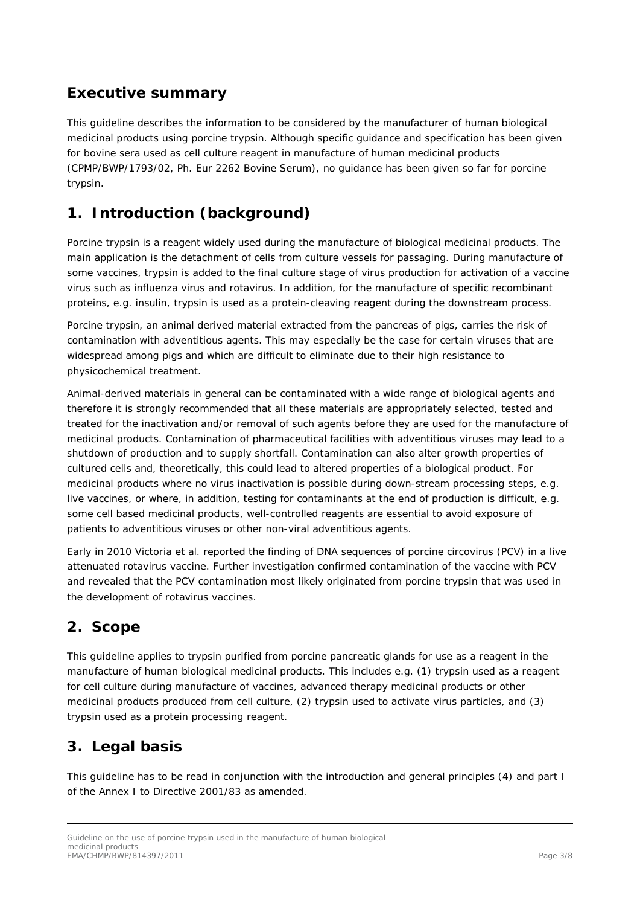## Executive summary

This guideline describes the information to be considered by the manufacturer of human biological medicinal products using porcine trypsin. Although specific guidance and specification has been given for bovine sera used as cell culture reagent in manufacture of human medicinal products (CPMP/BWP/1793/02, Ph. Eur 2262 Bovine Serum), no guidance has been given so far for porcine trypsin.

## 1. Introduction (background)

Porcine trypsin is a reagent widely used during the manufacture of biological medicinal products. The main application is the detachment of cells from culture vessels for passaging. During manufacture of some vaccines, trypsin is added to the final culture stage of virus production for activation of a vaccine virus such as influenza virus and rotavirus. In addition, for the manufacture of specific recombinant proteins, e.g. insulin, trypsin is used as a protein-cleaving reagent during the downstream process.

Porcine trypsin, an animal derived material extracted from the pancreas of pigs, carries the risk of contamination with adventitious agents. This may especially be the case for certain viruses that are widespread among pigs and which are difficult to eliminate due to their high resistance to physicochemical treatment.

Animal-derived materials in general can be contaminated with a wide range of biological agents and therefore it is strongly recommended that all these materials are appropriately selected, tested and treated for the inactivation and/or removal of such agents before they are used for the manufacture of medicinal products. Contamination of pharmaceutical facilities with adventitious viruses may lead to a shutdown of production and to supply shortfall. Contamination can also alter growth properties of cultured cells and, theoretically, this could lead to altered properties of a biological product. For medicinal products where no virus inactivation is possible during down-stream processing steps, e.g. live vaccines, or where, in addition, testing for contaminants at the end of production is difficult, e.g. some cell based medicinal products, well-controlled reagents are essential to avoid exposure of patients to adventitious viruses or other non-viral adventitious agents.

Early in 2010 Victoria et al. reported the finding of DNA sequences of porcine circovirus (PCV) in a live attenuated rotavirus vaccine. Further investigation confirmed contamination of the vaccine with PCV and revealed that the PCV contamination most likely originated from porcine trypsin that was used in the development of rotavirus vaccines.

## 2. Scope

This guideline applies to trypsin purified from porcine pancreatic glands for use as a reagent in the manufacture of human biological medicinal products. This includes e.g. (1) trypsin used as a reagent for cell culture during manufacture of vaccines, advanced therapy medicinal products or other medicinal products produced from cell culture, (2) trypsin used to activate virus particles, and (3) trypsin used as a protein processing reagent.

## 3. Legal basis

This guideline has to be read in conjunction with the introduction and general principles (4) and part I of the Annex I to Directive 2001/83 as amended.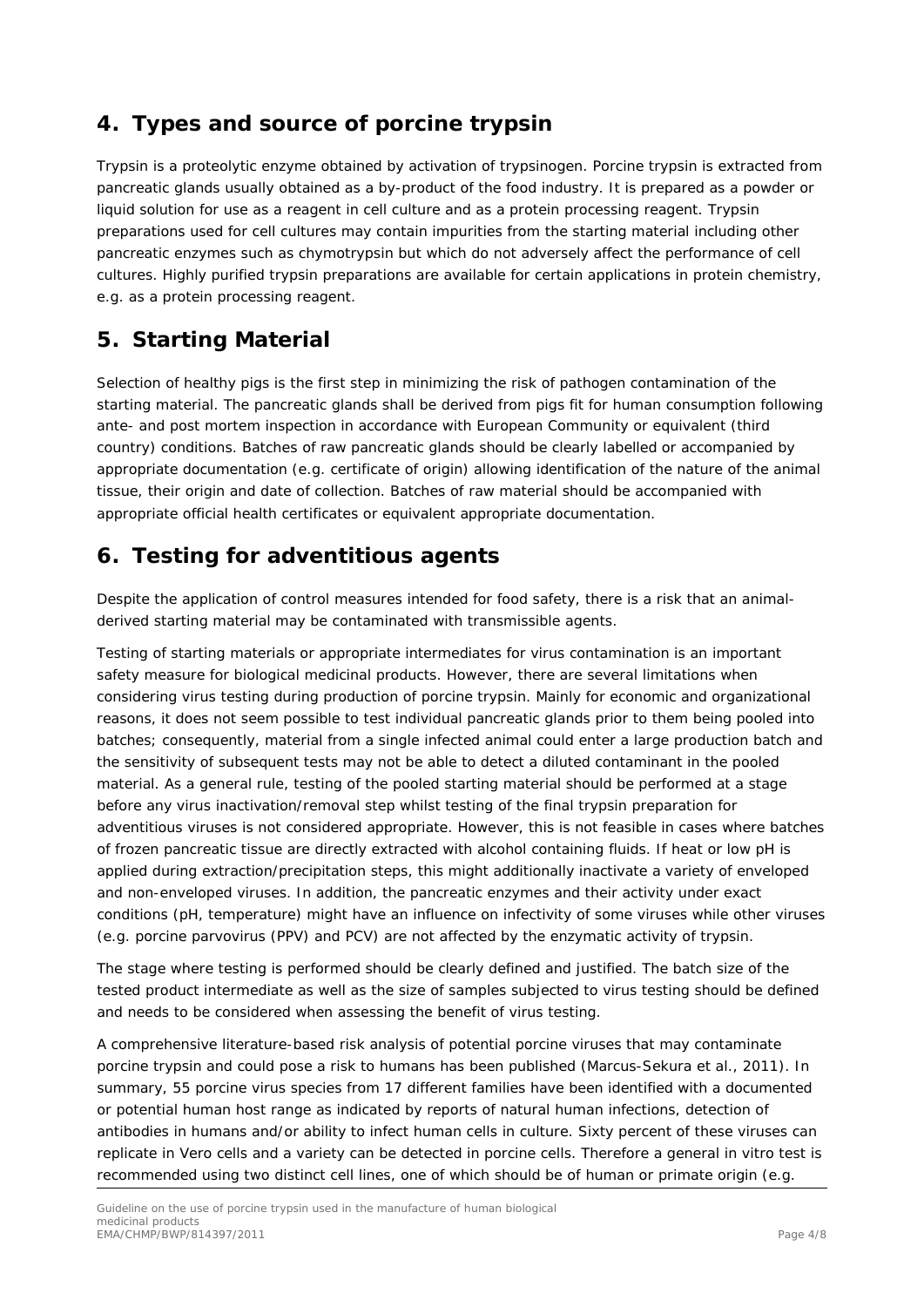## 4. Types and source of porcine trypsin

Trypsin is a proteolytic enzyme obtained by activation of trypsinogen. Porcine trypsin is extracted from pancreatic glands usually obtained as a by-product of the food industry. It is prepared as a powder or liquid solution for use as a reagent in cell culture and as a protein processing reagent. Trypsin preparations used for cell cultures may contain impurities from the starting material including other pancreatic enzymes such as chymotrypsin but which do not adversely affect the performance of cell cultures. Highly purified trypsin preparations are available for certain applications in protein chemistry, e.g. as a protein processing reagent.

## 5. Starting Material

Selection of healthy pigs is the first step in minimizing the risk of pathogen contamination of the starting material. The pancreatic glands shall be derived from pigs fit for human consumption following ante- and post mortem inspection in accordance with European Community or equivalent (third country) conditions. Batches of raw pancreatic glands should be clearly labelled or accompanied by appropriate documentation (e.g. certificate of origin) allowing identification of the nature of the animal tissue, their origin and date of collection. Batches of raw material should be accompanied with appropriate official health certificates or equivalent appropriate documentation.

## 6. Testing for adventitious agents

Despite the application of control measures intended for food safety, there is a risk that an animal-derived starting material may be contaminated with transmissible agents.

Testing of starting materials or appropriate intermediates for virus contamination is an important safety measure for biological medicinal products. However, there are several limitations when considering virus testing during production of porcine trypsin. Mainly for economic and organizational reasons, it does not seem possible to test individual pancreatic glands prior to them being pooled into batches; consequently, material from a single infected animal could enter a large production batch and the sensitivity of subsequent tests may not be able to detect a diluted contaminant in the pooled material. As a general rule, testing of the pooled starting material should be performed at a stage before any virus inactivation/removal step whilst testing of the final trypsin preparation for adventitious viruses is not considered appropriate. However, this is not feasible in cases where batches of frozen pancreatic tissue are directly extracted with alcohol containing fluids. If heat or low pH is applied during extraction/precipitation steps, this might additionally inactivate a variety of enveloped and non-enveloped viruses. In addition, the pancreatic enzymes and their activity under exact conditions (pH, temperature) might have an influence on infectivity of some viruses while other viruses (e.g. porcine parvovirus (PPV) and PCV) are not affected by the enzymatic activity of trypsin.

The stage where testing is performed should be clearly defined and justified. The batch size of the tested product intermediate as well as the size of samples subjected to virus testing should be defined and needs to be considered when assessing the benefit of virus testing.

A comprehensive literature-based risk analysis of potential porcine viruses that may contaminate porcine trypsin and could pose a risk to humans has been published (Marcus-Sekura et al., 2011). In summary, 55 porcine virus species from 17 different families have been identified with a documented or potential human host range as indicated by reports of natural human infections, detection of antibodies in humans and/or ability to infect human cells in culture. Sixty percent of these viruses can replicate in Vero cells and a variety can be detected in porcine cells. Therefore a general in vitro test is recommended using two distinct cell lines, one of which should be of human or primate origin (e.g.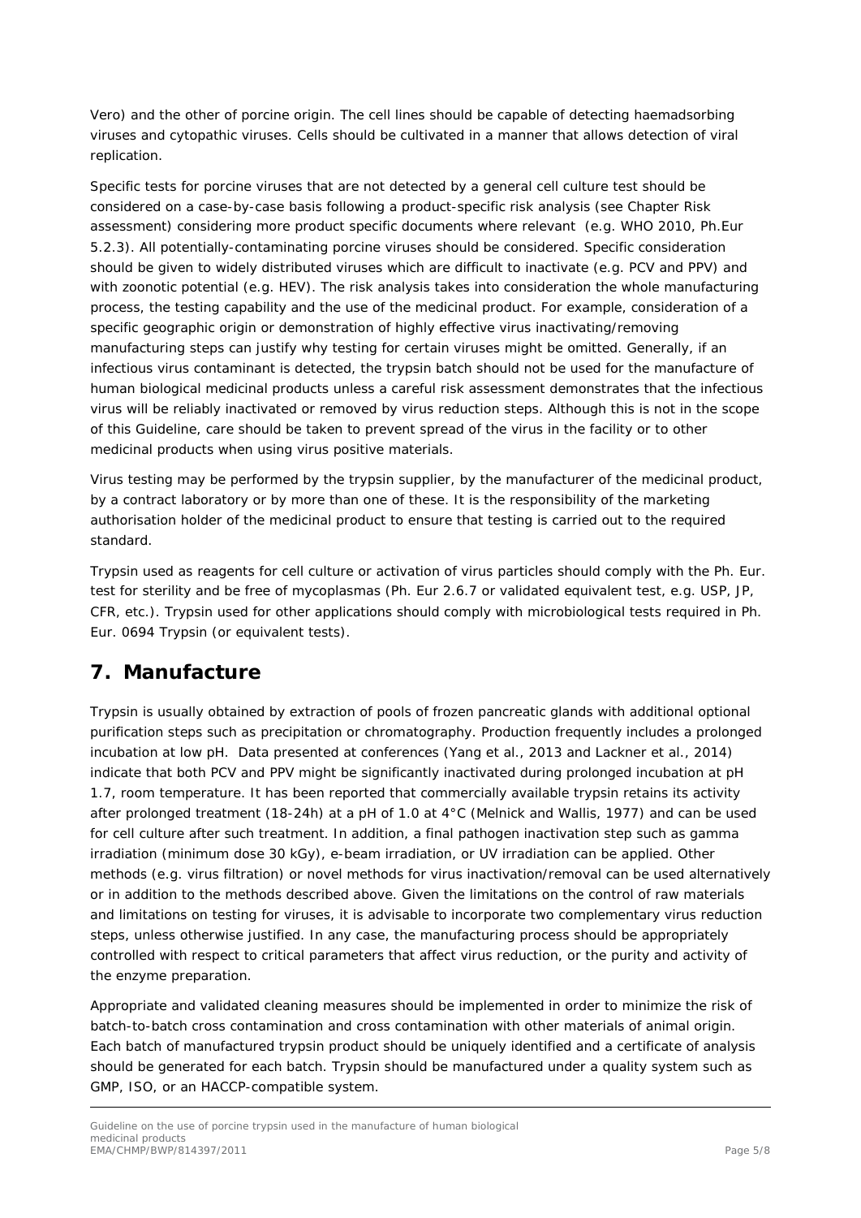Vero) and the other of porcine origin. The cell lines should be capable of detecting haemadsorbing viruses and cytopathic viruses. Cells should be cultivated in a manner that allows detection of viral replication.

Specific tests for porcine viruses that are not detected by a general cell culture test should be considered on a case-by-case basis following a product-specific risk analysis (see Chapter Risk assessment) considering more product specific documents where relevant (e.g. WHO 2010, Ph.Eur 5.2.3). All potentially-contaminating porcine viruses should be considered. Specific consideration should be given to widely distributed viruses which are difficult to inactivate (e.g. PCV and PPV) and with zoonotic potential (e.g. HEV). The risk analysis takes into consideration the whole manufacturing process, the testing capability and the use of the medicinal product. For example, consideration of a specific geographic origin or demonstration of highly effective virus inactivating/removing manufacturing steps can justify why testing for certain viruses might be omitted. Generally, if an infectious virus contaminant is detected, the trypsin batch should not be used for the manufacture of human biological medicinal products unless a careful risk assessment demonstrates that the infectious virus will be reliably inactivated or removed by virus reduction steps. Although this is not in the scope of this Guideline, care should be taken to prevent spread of the virus in the facility or to other medicinal products when using virus positive materials.

Virus testing may be performed by the trypsin supplier, by the manufacturer of the medicinal product, by a contract laboratory or by more than one of these. It is the responsibility of the marketing authorisation holder of the medicinal product to ensure that testing is carried out to the required standard.

Trypsin used as reagents for cell culture or activation of virus particles should comply with the Ph. Eur. test for sterility and be free of mycoplasmas (Ph. Eur 2.6.7 or validated equivalent test, e.g. USP, JP, CFR, etc.). Trypsin used for other applications should comply with microbiological tests required in Ph. Eur. 0694 Trypsin (or equivalent tests).

# 7. Manufacture

Trypsin is usually obtained by extraction of pools of frozen pancreatic glands with additional optional purification steps such as precipitation or chromatography. Production frequently includes a prolonged incubation at low pH. Data presented at conferences (Yang et al., 2013 and Lackner et al., 2014) indicate that both PCV and PPV might be significantly inactivated during prolonged incubation at pH 1.7, room temperature. It has been reported that commercially available trypsin retains its activity after prolonged treatment (18-24h) at a pH of 1.0 at 4°C (Melnick and Wallis, 1977) and can be used for cell culture after such treatment. In addition, a final pathogen inactivation step such as gamma irradiation (minimum dose 30 kGy), e-beam irradiation, or UV irradiation can be applied. Other methods (e.g. virus filtration) or novel methods for virus inactivation/removal can be used alternatively or in addition to the methods described above. Given the limitations on the control of raw materials and limitations on testing for viruses, it is advisable to incorporate two complementary virus reduction steps, unless otherwise justified. In any case, the manufacturing process should be appropriately controlled with respect to critical parameters that affect virus reduction, or the purity and activity of the enzyme preparation.

Appropriate and validated cleaning measures should be implemented in order to minimize the risk of batch-to-batch cross contamination and cross contamination with other materials of animal origin. Each batch of manufactured trypsin product should be uniquely identified and a certificate of analysis should be generated for each batch. Trypsin should be manufactured under a quality system such as GMP, ISO, or an HACCP-compatible system.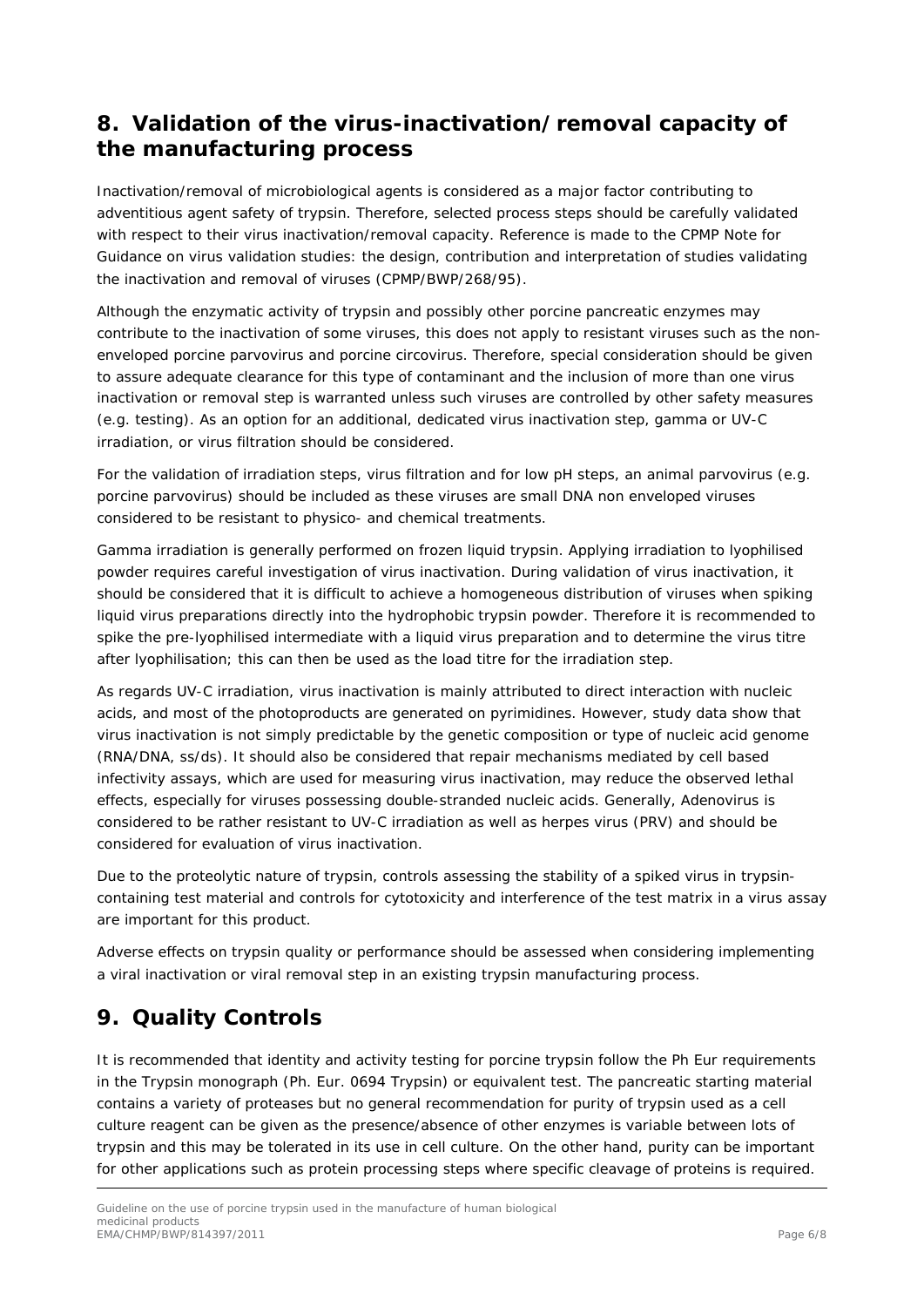## 8. Validation of the virus-inactivation/removal capacity of the manufacturing process

Inactivation/removal of microbiological agents is considered as a major factor contributing to adventitious agent safety of trypsin. Therefore, selected process steps should be carefully validated with respect to their virus inactivation/removal capacity. Reference is made to the CPMP Note for Guidance on virus validation studies: the design, contribution and interpretation of studies validating the inactivation and removal of viruses (CPMP/BWP/268/95).

Although the enzymatic activity of trypsin and possibly other porcine pancreatic enzymes may contribute to the inactivation of some viruses, this does not apply to resistant viruses such as the non-enveloped porcine parvovirus and porcine circovirus. Therefore, special consideration should be given to assure adequate clearance for this type of contaminant and the inclusion of more than one virus inactivation or removal step is warranted unless such viruses are controlled by other safety measures (e.g. testing). As an option for an additional, dedicated virus inactivation step, gamma or UV-C irradiation, or virus filtration should be considered.

For the validation of irradiation steps, virus filtration and for low pH steps, an animal parvovirus (e.g. porcine parvovirus) should be included as these viruses are small DNA non enveloped viruses considered to be resistant to physico- and chemical treatments.

Gamma irradiation is generally performed on frozen liquid trypsin. Applying irradiation to lyophilised powder requires careful investigation of virus inactivation. During validation of virus inactivation, it should be considered that it is difficult to achieve a homogeneous distribution of viruses when spiking liquid virus preparations directly into the hydrophobic trypsin powder. Therefore it is recommended to spike the pre-lyophilised intermediate with a liquid virus preparation and to determine the virus titre after lyophilisation; this can then be used as the load titre for the irradiation step.

As regards UV-C irradiation, virus inactivation is mainly attributed to direct interaction with nucleic acids, and most of the photoproducts are generated on pyrimidines. However, study data show that virus inactivation is not simply predictable by the genetic composition or type of nucleic acid genome (RNA/DNA, ss/ds). It should also be considered that repair mechanisms mediated by cell based infectivity assays, which are used for measuring virus inactivation, may reduce the observed lethal effects, especially for viruses possessing double-stranded nucleic acids. Generally, Adenovirus is considered to be rather resistant to UV-C irradiation as well as herpes virus (PRV) and should be considered for evaluation of virus inactivation.

Due to the proteolytic nature of trypsin, controls assessing the stability of a spiked virus in trypsin-containing test material and controls for cytotoxicity and interference of the test matrix in a virus assay are important for this product.

Adverse effects on trypsin quality or performance should be assessed when considering implementing a viral inactivation or viral removal step in an existing trypsin manufacturing process.

## 9. Quality Controls

It is recommended that identity and activity testing for porcine trypsin follow the Ph Eur requirements in the Trypsin monograph (Ph. Eur. 0694 Trypsin) or equivalent test. The pancreatic starting material contains a variety of proteases but no general recommendation for purity of trypsin used as a cell culture reagent can be given as the presence/absence of other enzymes is variable between lots of trypsin and this may be tolerated in its use in cell culture. On the other hand, purity can be important for other applications such as protein processing steps where specific cleavage of proteins is required.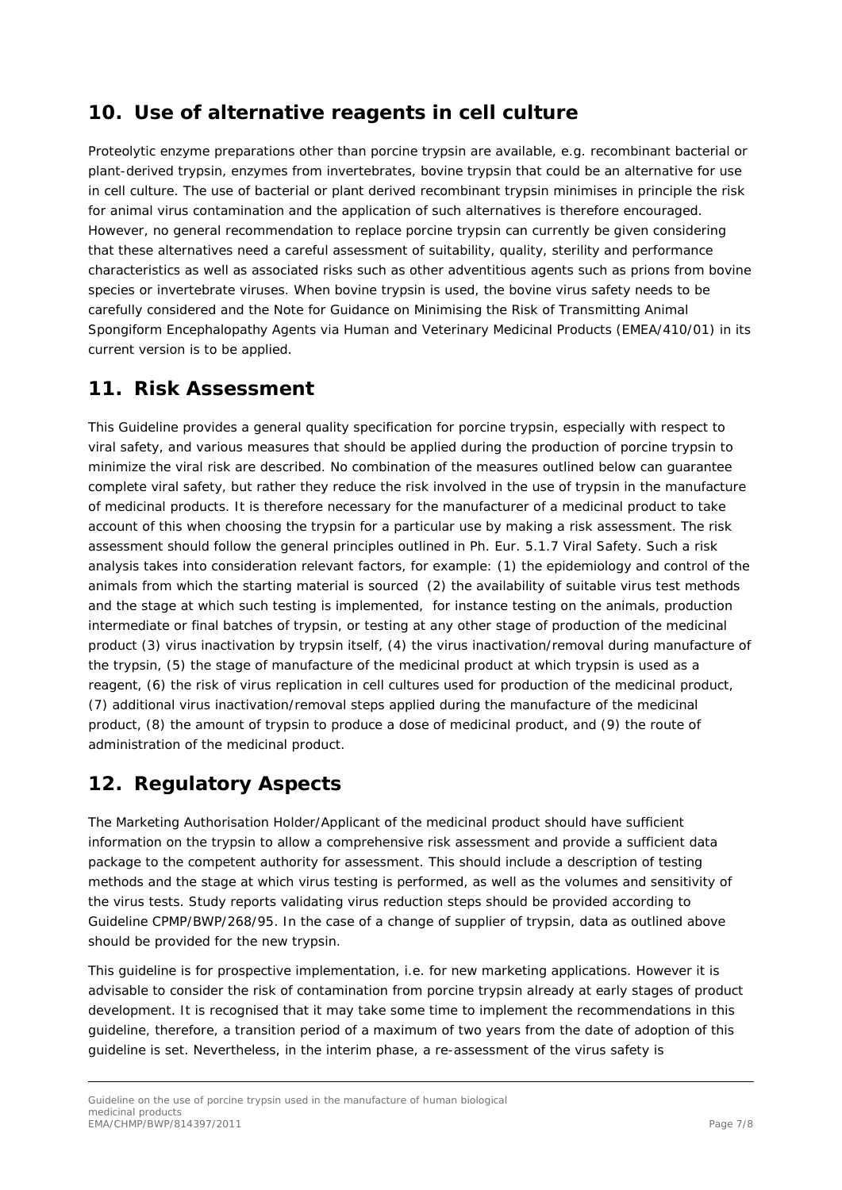## 10. Use of alternative reagents in cell culture

Proteolytic enzyme preparations other than porcine trypsin are available, e.g. recombinant bacterial or plant-derived trypsin, enzymes from invertebrates, bovine trypsin that could be an alternative for use in cell culture. The use of bacterial or plant derived recombinant trypsin minimises in principle the risk for animal virus contamination and the application of such alternatives is therefore encouraged. However, no general recommendation to replace porcine trypsin can currently be given considering that these alternatives need a careful assessment of suitability, quality, sterility and performance characteristics as well as associated risks such as other adventitious agents such as prions from bovine species or invertebrate viruses. When bovine trypsin is used, the bovine virus safety needs to be carefully considered and the Note for Guidance on Minimising the Risk of Transmitting Animal Spongiform Encephalopathy Agents via Human and Veterinary Medicinal Products (EMEA/410/01) in its current version is to be applied.

## 11. Risk Assessment

This Guideline provides a general quality specification for porcine trypsin, especially with respect to viral safety, and various measures that should be applied during the production of porcine trypsin to minimize the viral risk are described. No combination of the measures outlined below can guarantee complete viral safety, but rather they reduce the risk involved in the use of trypsin in the manufacture of medicinal products. It is therefore necessary for the manufacturer of a medicinal product to take account of this when choosing the trypsin for a particular use by making a risk assessment. The risk assessment should follow the general principles outlined in Ph. Eur. 5.1.7 Viral Safety. Such a risk analysis takes into consideration relevant factors, for example: (1) the epidemiology and control of the animals from which the starting material is sourced (2) the availability of suitable virus test methods and the stage at which such testing is implemented, for instance testing on the animals, production intermediate or final batches of trypsin, or testing at any other stage of production of the medicinal product (3) virus inactivation by trypsin itself, (4) the virus inactivation/removal during manufacture of the trypsin, (5) the stage of manufacture of the medicinal product at which trypsin is used as a reagent, (6) the risk of virus replication in cell cultures used for production of the medicinal product, (7) additional virus inactivation/removal steps applied during the manufacture of the medicinal product, (8) the amount of trypsin to produce a dose of medicinal product, and (9) the route of administration of the medicinal product.

## 12. Regulatory Aspects

The Marketing Authorisation Holder/Applicant of the medicinal product should have sufficient information on the trypsin to allow a comprehensive risk assessment and provide a sufficient data package to the competent authority for assessment. This should include a description of testing methods and the stage at which virus testing is performed, as well as the volumes and sensitivity of the virus tests. Study reports validating virus reduction steps should be provided according to Guideline CPMP/BWP/268/95. In the case of a change of supplier of trypsin, data as outlined above should be provided for the new trypsin.

This guideline is for prospective implementation, i.e. for new marketing applications. However it is advisable to consider the risk of contamination from porcine trypsin already at early stages of product development. It is recognised that it may take some time to implement the recommendations in this guideline, therefore, a transition period of a maximum of two years from the date of adoption of this guideline is set. Nevertheless, in the interim phase, a re-assessment of the virus safety is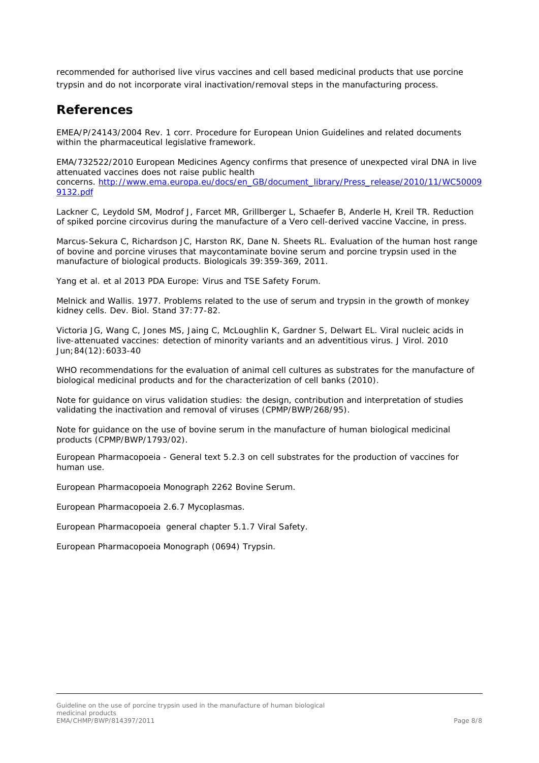recommended for authorised live virus vaccines and cell based medicinal products that use porcine trypsin and do not incorporate viral inactivation/removal steps in the manufacturing process.

## References

EMEA/P/24143/2004 Rev. 1 corr. Procedure for European Union Guidelines and related documents within the pharmaceutical legislative framework.

EMA/732522/2010 European Medicines Agency confirms that presence of unexpected viral DNA in live attenuated vaccines does not raise public health concerns. [http://www.ema.europa.eu/docs/en_GB/document_library/Press_release/2010/11/WC500099132.pdf](http://www.ema.europa.eu/docs/en_GB/document_library/Press_release/2010/11/WC500099132.pdf)

Lackner C, Leydold SM, Modrof J, Farcet MR, Grillberger L, Schaefer B, Anderle H, Kreil TR. Reduction of spiked porcine circovirus during the manufacture of a Vero cell-derived vaccine Vaccine, in press.

Marcus-Sekura C, Richardson JC, Harston RK, Dane N. Sheets RL. Evaluation of the human host range of bovine and porcine viruses that maycontaminate bovine serum and porcine trypsin used in the manufacture of biological products. Biologicals 39:359-369, 2011.

Yang et al. et al 2013 PDA Europe: Virus and TSE Safety Forum.

Melnick and Wallis. 1977. Problems related to the use of serum and trypsin in the growth of monkey kidney cells. Dev. Biol. Stand 37:77-82.

Victoria JG, Wang C, Jones MS, Jaing C, McLoughlin K, Gardner S, Delwart EL. Viral nucleic acids in live-attenuated vaccines: detection of minority variants and an adventitious virus. J Virol. 2010 Jun;84(12):6033-40

WHO recommendations for the evaluation of animal cell cultures as substrates for the manufacture of biological medicinal products and for the characterization of cell banks (2010).

Note for guidance on virus validation studies: the design, contribution and interpretation of studies validating the inactivation and removal of viruses (CPMP/BWP/268/95).

Note for guidance on the use of bovine serum in the manufacture of human biological medicinal products (CPMP/BWP/1793/02).

European Pharmacopoeia - General text 5.2.3 on cell substrates for the production of vaccines for human use.

European Pharmacopoeia Monograph 2262 Bovine Serum.

European Pharmacopoeia 2.6.7 Mycoplasmas.

European Pharmacopoeia general chapter 5.1.7 Viral Safety.

European Pharmacopoeia Monograph (0694) Trypsin.